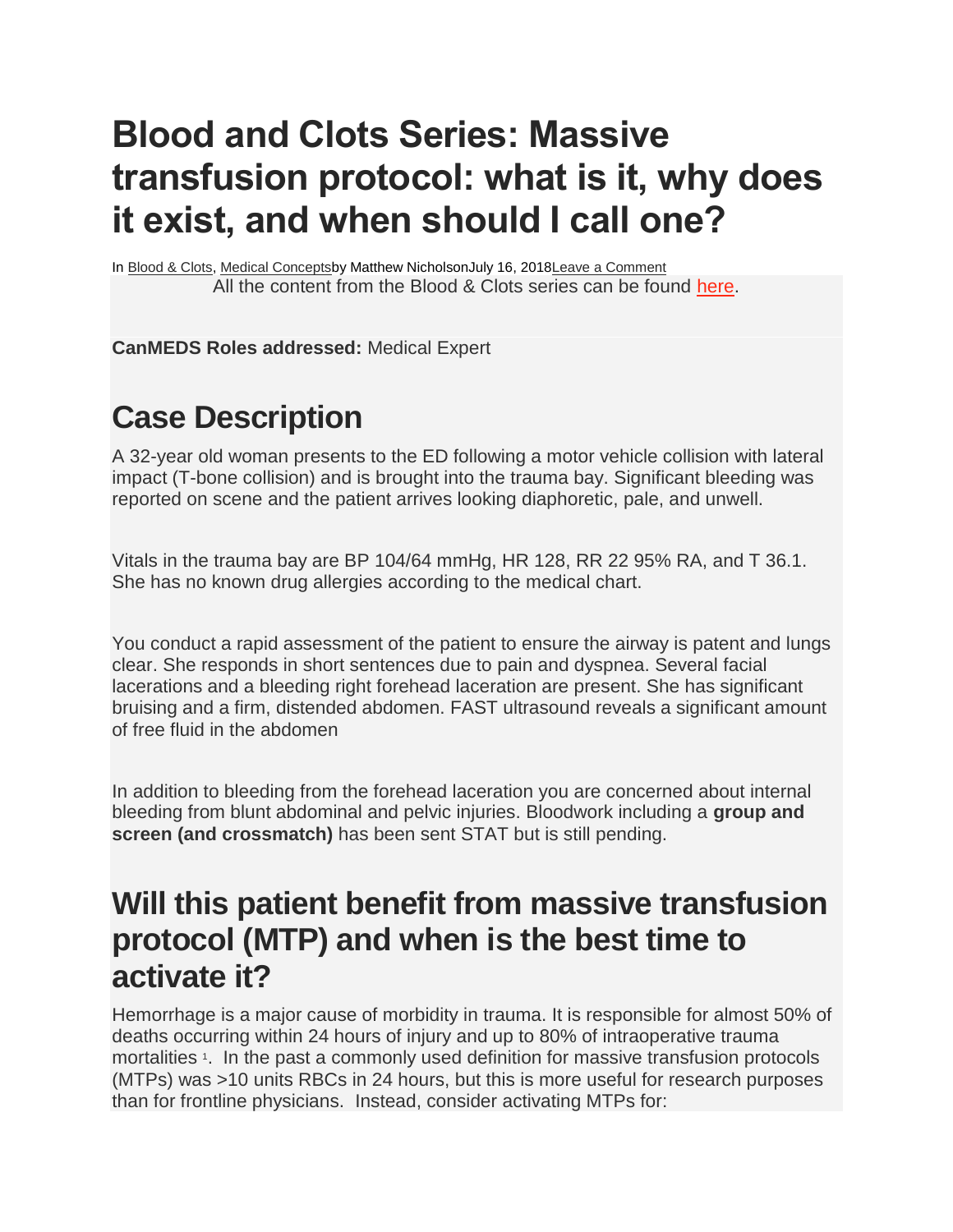# Blood and Clots Series: Massive transfusion protocol: what is it, why does it exist, and when should I call one?

In Blood & Clots, Medical Concepts by Matthew Nicholson July 16, 2018 Leave a Comment

All the content from the Blood & Clots series can be found here.

**CanMEDS Roles addressed:** Medical Expert

## Case Description

A 32-year old woman presents to the ED following a motor vehicle collision with lateral impact (T-bone collision) and is brought into the trauma bay. Significant bleeding was reported on scene and the patient arrives looking diaphoretic, pale, and unwell.

Vitals in the trauma bay are BP 104/64 mmHg, HR 128, RR 22 95% RA, and T 36.1. She has no known drug allergies according to the medical chart.

You conduct a rapid assessment of the patient to ensure the airway is patent and lungs clear. She responds in short sentences due to pain and dyspnea. Several facial lacerations and a bleeding right forehead laceration are present. She has significant bruising and a firm, distended abdomen. FAST ultrasound reveals a significant amount of free fluid in the abdomen

In addition to bleeding from the forehead laceration you are concerned about internal bleeding from blunt abdominal and pelvic injuries. Bloodwork including a **group and screen (and crossmatch)** has been sent STAT but is still pending.

## Will this patient benefit from massive transfusion protocol (MTP) and when is the best time to activate it?

Hemorrhage is a major cause of morbidity in trauma. It is responsible for almost 50% of deaths occurring within 24 hours of injury and up to 80% of intraoperative trauma mortalities [1]. In the past a commonly used definition for massive transfusion protocols (MTPs) was >10 units RBCs in 24 hours, but this is more useful for research purposes than for frontline physicians. Instead, consider activating MTPs for: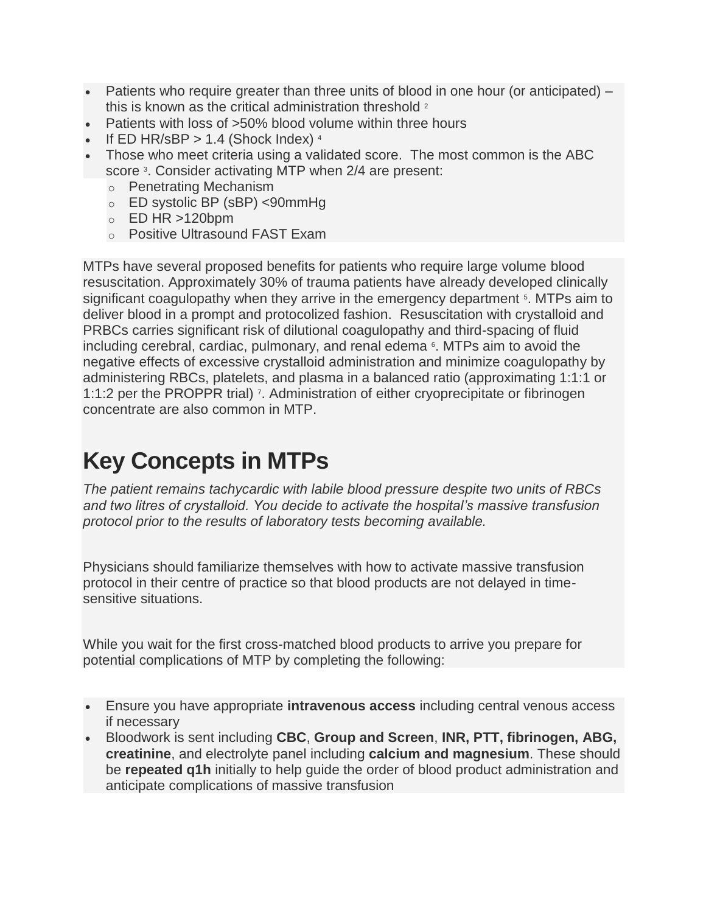- Patients who require greater than three units of blood in one hour (or anticipated) – this is known as the critical administration threshold [2]
- Patients with loss of >50% blood volume within three hours
- If ED HR/sBP > 1.4 (Shock Index) [4]
- Those who meet criteria using a validated score. The most common is the ABC score [3]. Consider activating MTP when 2/4 are present:
  - Penetrating Mechanism
  - ED systolic BP (sBP) <90mmHg
  - ED HR >120bpm
  - Positive Ultrasound FAST Exam

MTPs have several proposed benefits for patients who require large volume blood resuscitation. Approximately 30% of trauma patients have already developed clinically significant coagulopathy when they arrive in the emergency department [5]. MTPs aim to deliver blood in a prompt and protocolized fashion. Resuscitation with crystalloid and PRBCs carries significant risk of dilutional coagulopathy and third-spacing of fluid including cerebral, cardiac, pulmonary, and renal edema [6]. MTPs aim to avoid the negative effects of excessive crystalloid administration and minimize coagulopathy by administering RBCs, platelets, and plasma in a balanced ratio (approximating 1:1:1 or 1:1:2 per the PROPPR trial) [7]. Administration of either cryoprecipitate or fibrinogen concentrate are also common in MTP.

# Key Concepts in MTPs

*The patient remains tachycardic with labile blood pressure despite two units of RBCs and two litres of crystalloid. You decide to activate the hospital's massive transfusion protocol prior to the results of laboratory tests becoming available.*

Physicians should familiarize themselves with how to activate massive transfusion protocol in their centre of practice so that blood products are not delayed in time-sensitive situations.

While you wait for the first cross-matched blood products to arrive you prepare for potential complications of MTP by completing the following:

- Ensure you have appropriate **intravenous access** including central venous access if necessary
- Bloodwork is sent including **CBC**, **Group and Screen**, **INR, PTT, fibrinogen, ABG, creatinine**, and electrolyte panel including **calcium and magnesium**. These should be **repeated q1h** initially to help guide the order of blood product administration and anticipate complications of massive transfusion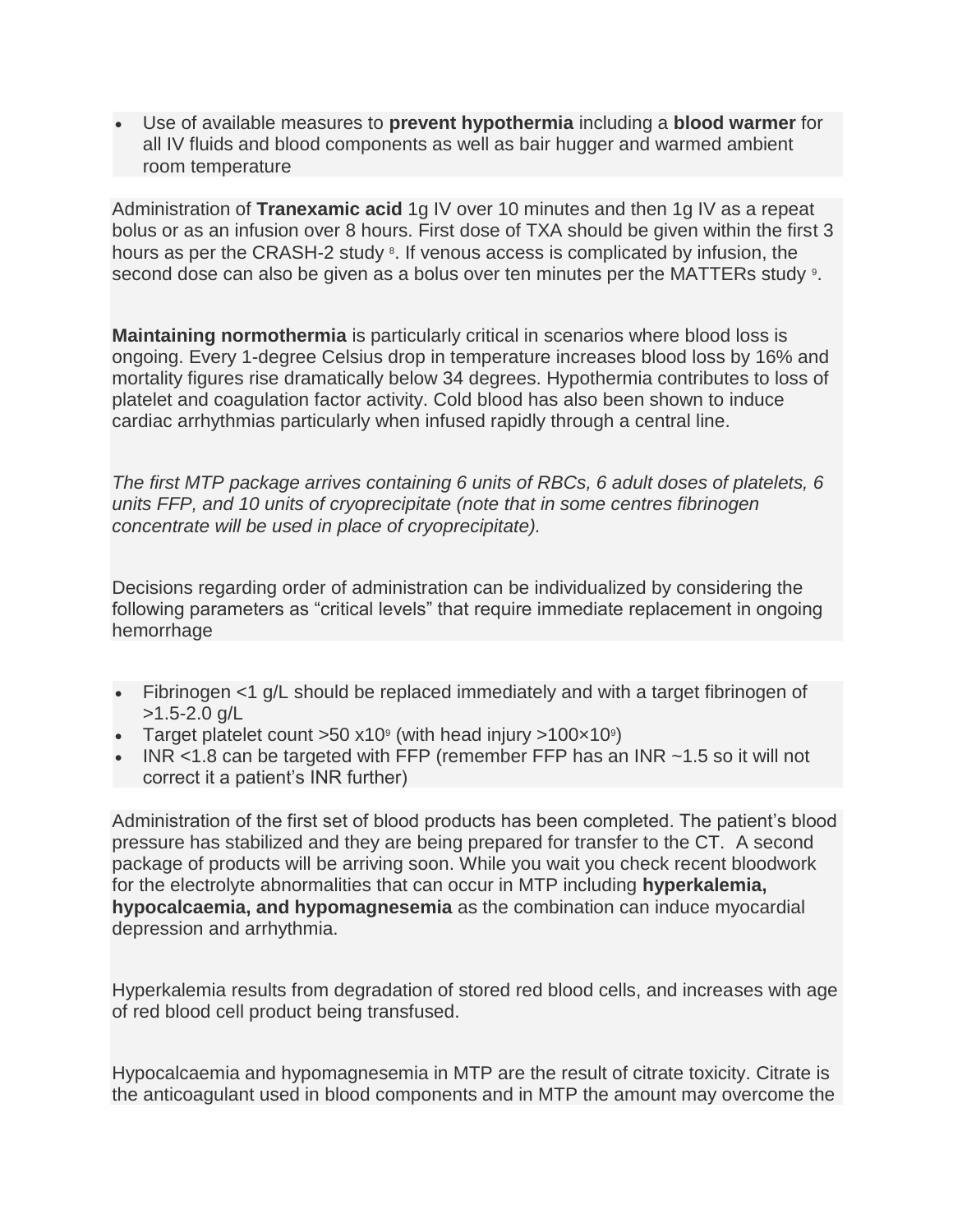- Use of available measures to **prevent hypothermia** including a **blood warmer** for all IV fluids and blood components as well as bair hugger and warmed ambient room temperature

Administration of **Tranexamic acid** 1g IV over 10 minutes and then 1g IV as a repeat bolus or as an infusion over 8 hours. First dose of TXA should be given within the first 3 hours as per the CRASH-2 study [8]. If venous access is complicated by infusion, the second dose can also be given as a bolus over ten minutes per the MATTERs study [9].

**Maintaining normothermia** is particularly critical in scenarios where blood loss is ongoing. Every 1-degree Celsius drop in temperature increases blood loss by 16% and mortality figures rise dramatically below 34 degrees. Hypothermia contributes to loss of platelet and coagulation factor activity. Cold blood has also been shown to induce cardiac arrhythmias particularly when infused rapidly through a central line.

*The first MTP package arrives containing 6 units of RBCs, 6 adult doses of platelets, 6 units FFP, and 10 units of cryoprecipitate (note that in some centres fibrinogen concentrate will be used in place of cryoprecipitate).*

Decisions regarding order of administration can be individualized by considering the following parameters as "critical levels" that require immediate replacement in ongoing hemorrhage

- Fibrinogen <1 g/L should be replaced immediately and with a target fibrinogen of >1.5-2.0 g/L
- Target platelet count >50 $\times 10^9$ (with head injury >100$\times 10^9$)
- INR <1.8 can be targeted with FFP (remember FFP has an INR ~1.5 so it will not correct it a patient's INR further)

Administration of the first set of blood products has been completed. The patient's blood pressure has stabilized and they are being prepared for transfer to the CT. A second package of products will be arriving soon. While you wait you check recent bloodwork for the electrolyte abnormalities that can occur in MTP including **hyperkalemia, hypocalcaemia, and hypomagnesemia** as the combination can induce myocardial depression and arrhythmia.

Hyperkalemia results from degradation of stored red blood cells, and increases with age of red blood cell product being transfused.

Hypocalcaemia and hypomagnesemia in MTP are the result of citrate toxicity. Citrate is the anticoagulant used in blood components and in MTP the amount may overcome the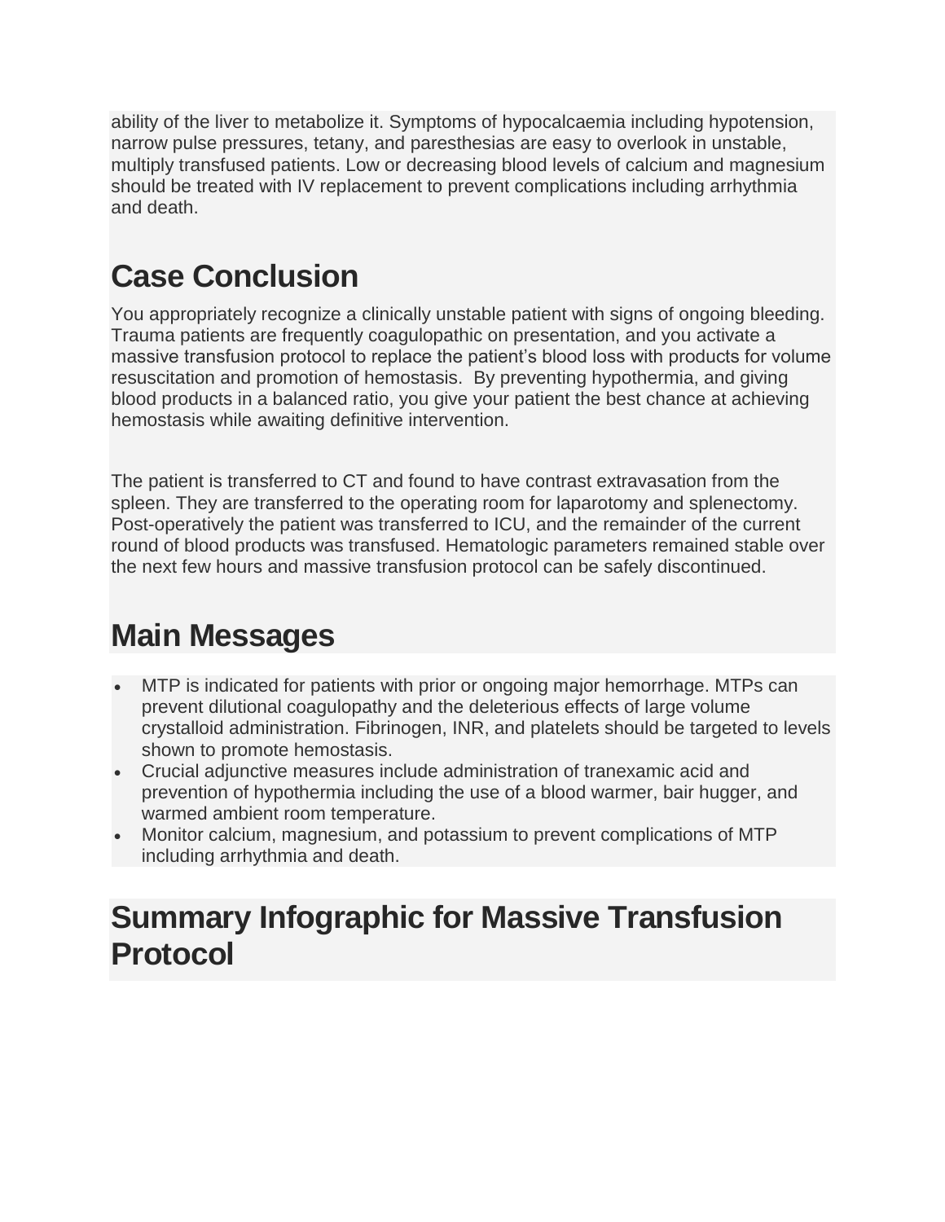ability of the liver to metabolize it. Symptoms of hypocalcaemia including hypotension, narrow pulse pressures, tetany, and paresthesias are easy to overlook in unstable, multiply transfused patients. Low or decreasing blood levels of calcium and magnesium should be treated with IV replacement to prevent complications including arrhythmia and death.

# Case Conclusion

You appropriately recognize a clinically unstable patient with signs of ongoing bleeding. Trauma patients are frequently coagulopathic on presentation, and you activate a massive transfusion protocol to replace the patient's blood loss with products for volume resuscitation and promotion of hemostasis. By preventing hypothermia, and giving blood products in a balanced ratio, you give your patient the best chance at achieving hemostasis while awaiting definitive intervention.

The patient is transferred to CT and found to have contrast extravasation from the spleen. They are transferred to the operating room for laparotomy and splenectomy. Post-operatively the patient was transferred to ICU, and the remainder of the current round of blood products was transfused. Hematologic parameters remained stable over the next few hours and massive transfusion protocol can be safely discontinued.

# Main Messages

- MTP is indicated for patients with prior or ongoing major hemorrhage. MTPs can prevent dilutional coagulopathy and the deleterious effects of large volume crystalloid administration. Fibrinogen, INR, and platelets should be targeted to levels shown to promote hemostasis.
- Crucial adjunctive measures include administration of tranexamic acid and prevention of hypothermia including the use of a blood warmer, bair hugger, and warmed ambient room temperature.
- Monitor calcium, magnesium, and potassium to prevent complications of MTP including arrhythmia and death.

# Summary Infographic for Massive Transfusion Protocol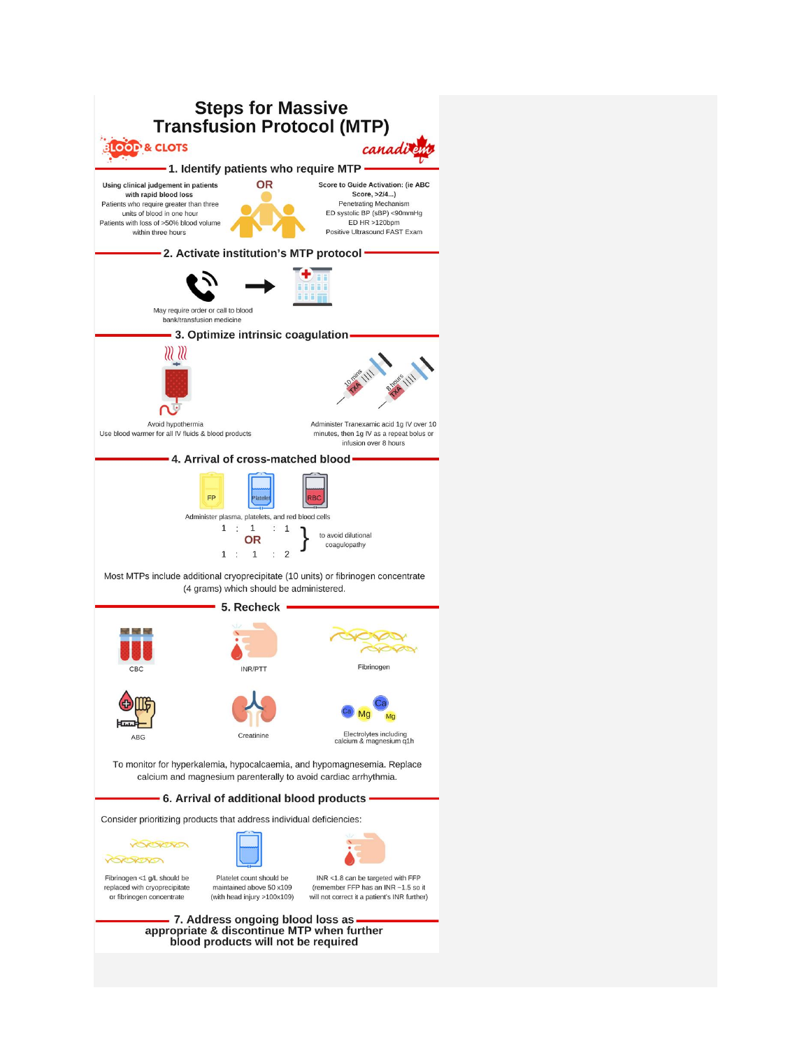# Steps for Massive Transfusion Protocol (MTP)

BLOOD & CLOTS

canadiem

## 1. Identify patients who require MTP

**Using clinical judgement in patients with rapid blood loss**

Patients who require greater than three units of blood in one hour

Patients with loss of >50% blood volume within three hours

**OR**

**Score to Guide Activation: (ie ABC Score, >2/4...)**

Penetrating Mechanism

ED systolic BP (sBP) <90mmHg

ED HR >120bpm

Positive Ultrasound FAST Exam

## 2. Activate institution's MTP protocol

May require order or call to blood bank/transfusion medicine

## 3. Optimize intrinsic coagulation

Avoid hypothermia

Use blood warmer for all IV fluids & blood products

10 mins TXA — 8 hours TXA

Administer Tranexamic acid 1g IV over 10 minutes, then 1g IV as a repeat bolus or infusion over 8 hours

## 4. Arrival of cross-matched blood

FP — Platelet — RBC

Administer plasma, platelets, and red blood cells

1 : 1 : 1

**OR**

1 : 1 : 2

} to avoid dilutional coagulopathy

Most MTPs include additional cryoprecipitate (10 units) or fibrinogen concentrate (4 grams) which should be administered.

## 5. Recheck

- CBC
- INR/PTT
- Fibrinogen
- ABG
- Creatinine
- Electrolytes including calcium & magnesium q1h

To monitor for hyperkalemia, hypocalcaemia, and hypomagnesemia. Replace calcium and magnesium parenterally to avoid cardiac arrhythmia.

## 6. Arrival of additional blood products

Consider prioritizing products that address individual deficiencies:

- Fibrinogen <1 g/L should be replaced with cryoprecipitate or fibrinogen concentrate
- Platelet count should be maintained above 50 x109 (with head injury >100x109)
- INR <1.8 can be targeted with FFP (remember FFP has an INR ~1.5 so it will not correct it a patient's INR further)

## 7. Address ongoing blood loss as appropriate & discontinue MTP when further blood products will not be required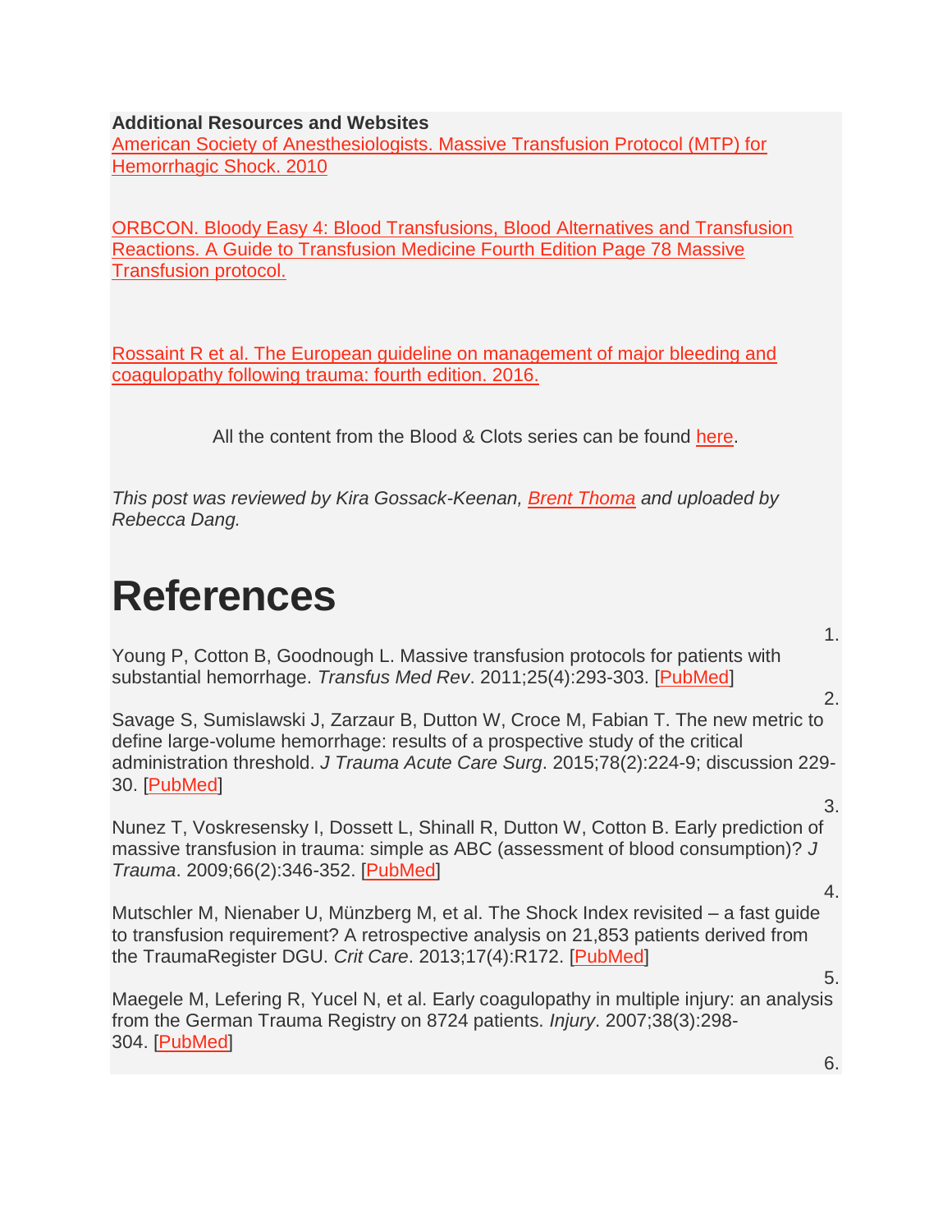**Additional Resources and Websites**

American Society of Anesthesiologists. Massive Transfusion Protocol (MTP) for Hemorrhagic Shock. 2010

ORBCON. Bloody Easy 4: Blood Transfusions, Blood Alternatives and Transfusion Reactions. A Guide to Transfusion Medicine Fourth Edition Page 78 Massive Transfusion protocol.

Rossaint R et al. The European guideline on management of major bleeding and coagulopathy following trauma: fourth edition. 2016.

All the content from the Blood & Clots series can be found here.

*This post was reviewed by Kira Gossack-Keenan, Brent Thoma and uploaded by Rebecca Dang.*

# References

1. Young P, Cotton B, Goodnough L. Massive transfusion protocols for patients with substantial hemorrhage. *Transfus Med Rev*. 2011;25(4):293-303. [PubMed]
2. Savage S, Sumislawski J, Zarzaur B, Dutton W, Croce M, Fabian T. The new metric to define large-volume hemorrhage: results of a prospective study of the critical administration threshold. *J Trauma Acute Care Surg*. 2015;78(2):224-9; discussion 229-30. [PubMed]
3. Nunez T, Voskresensky I, Dossett L, Shinall R, Dutton W, Cotton B. Early prediction of massive transfusion in trauma: simple as ABC (assessment of blood consumption)? *J Trauma*. 2009;66(2):346-352. [PubMed]
4. Mutschler M, Nienaber U, Münzberg M, et al. The Shock Index revisited – a fast guide to transfusion requirement? A retrospective analysis on 21,853 patients derived from the TraumaRegister DGU. *Crit Care*. 2013;17(4):R172. [PubMed]
5. Maegele M, Lefering R, Yucel N, et al. Early coagulopathy in multiple injury: an analysis from the German Trauma Registry on 8724 patients. *Injury*. 2007;38(3):298-304. [PubMed]
6.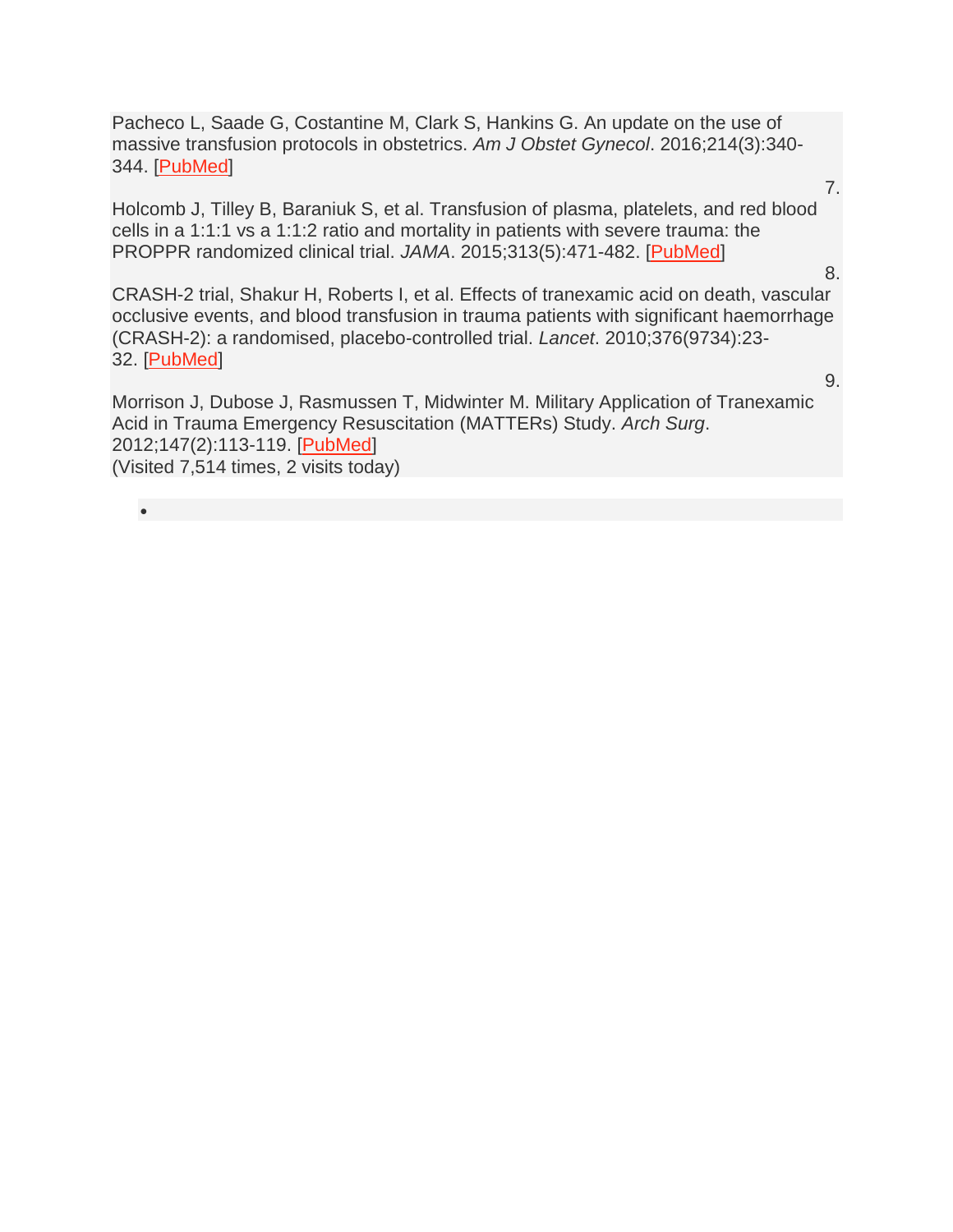Pacheco L, Saade G, Costantine M, Clark S, Hankins G. An update on the use of massive transfusion protocols in obstetrics. *Am J Obstet Gynecol*. 2016;214(3):340-344. [PubMed]

7. Holcomb J, Tilley B, Baraniuk S, et al. Transfusion of plasma, platelets, and red blood cells in a 1:1:1 vs a 1:1:2 ratio and mortality in patients with severe trauma: the PROPPR randomized clinical trial. *JAMA*. 2015;313(5):471-482. [PubMed]

8. CRASH-2 trial, Shakur H, Roberts I, et al. Effects of tranexamic acid on death, vascular occlusive events, and blood transfusion in trauma patients with significant haemorrhage (CRASH-2): a randomised, placebo-controlled trial. *Lancet*. 2010;376(9734):23-32. [PubMed]

9. Morrison J, Dubose J, Rasmussen T, Midwinter M. Military Application of Tranexamic Acid in Trauma Emergency Resuscitation (MATTERs) Study. *Arch Surg*. 2012;147(2):113-119. [PubMed]

(Visited 7,514 times, 2 visits today)